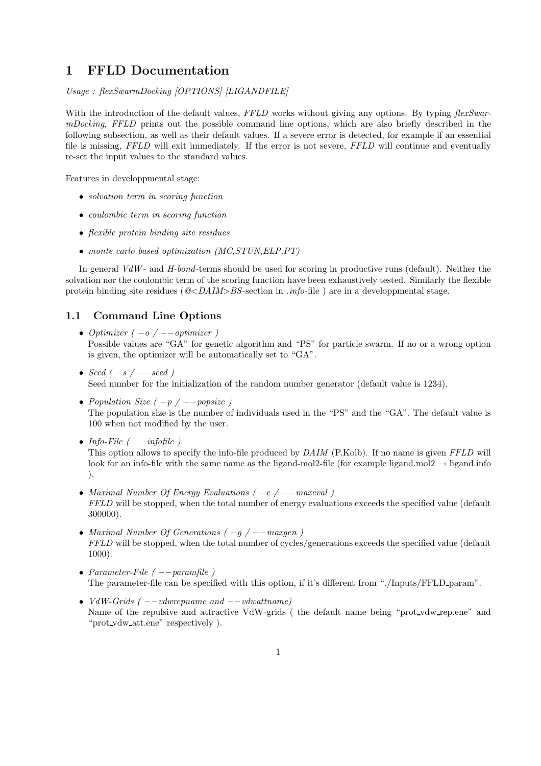# 1 FFLD Documentation

*Usage : flexSwarmDocking [OPTIONS] [LIGANDFILE]*

With the introduction of the default values, *FFLD* works without giving any options. By typing *flexSwarmDocking*, *FFLD* prints out the possible command line options, which are also briefly described in the following subsection, as well as their default values. If a severe error is detected, for example if an essential file is missing, *FFLD* will exit immediately. If the error is not severe, *FFLD* will continue and eventually re-set the input values to the standard values.

Features in developpmental stage:

- *solvation term in scoring function*
- *coulombic term in scoring function*
- *flexible protein binding site residues*
- *monte carlo based optimization (MC,STUN,ELP,PT)*

In general *VdW*- and *H-bond*-terms should be used for scoring in productive runs (default). Neither the solvation nor the coulombic term of the scoring function have been exhaustively tested. Similarly the flexible protein binding site residues (*@<DAIM>BS*-section in *.info*-file ) are in a developpmental stage.

## 1.1 Command Line Options

- *Optimizer ( −o / −−optimizer )*
  Possible values are "GA" for genetic algorithm and "PS" for particle swarm. If no or a wrong option is given, the optimizer will be automatically set to "GA".
- *Seed ( −s / −−seed )*
  Seed number for the initialization of the random number generator (default value is 1234).
- *Population Size ( −p / −−popsize )*
  The population size is the number of individuals used in the "PS" and the "GA". The default value is 100 when not modified by the user.
- *Info-File ( −−infofile )*
  This option allows to specify the info-file produced by *DAIM* (P.Kolb). If no name is given *FFLD* will look for an info-file with the same name as the ligand-mol2-file (for example ligand.mol2 → ligand.info ).
- *Maximal Number Of Energy Evaluations ( −e / −−maxeval )*
  *FFLD* will be stopped, when the total number of energy evaluations exceeds the specified value (default 300000).
- *Maximal Number Of Generations ( −g / −−maxgen )*
  *FFLD* will be stopped, when the total number of cycles/generations exceeds the specified value (default 1000).
- *Parameter-File ( −−paramfile )*
  The parameter-file can be specified with this option, if it's different from "./Inputs/FFLD_param".
- *VdW-Grids ( −−vdwrepname and −−vdwattname)*
  Name of the repulsive and attractive VdW-grids ( the default name being "prot_vdw_rep.ene" and "prot_vdw_att.ene" respectively ).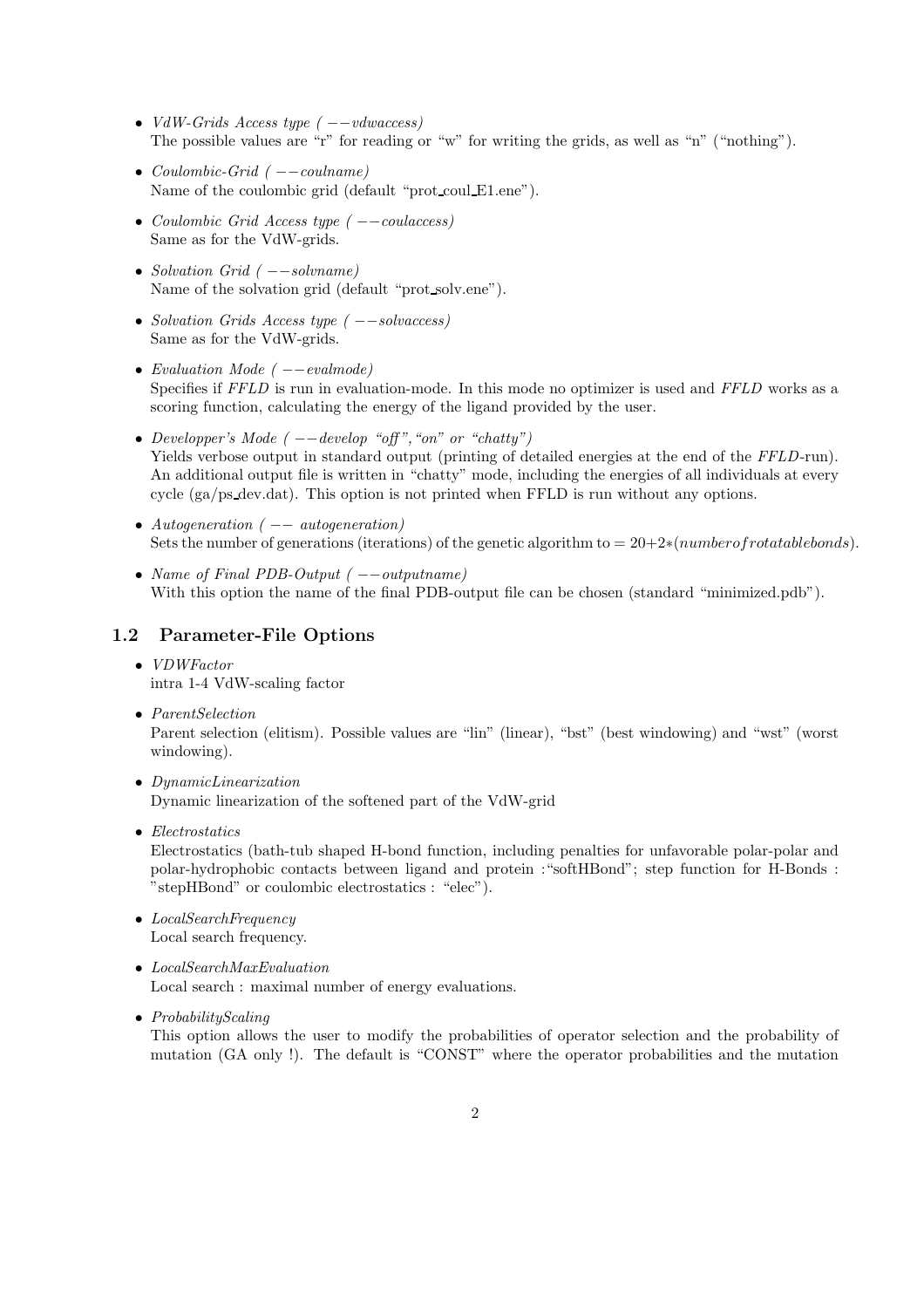- *VdW-Grids Access type ( −−vdwaccess)*
  The possible values are "r" for reading or "w" for writing the grids, as well as "n" ("nothing").

- *Coulombic-Grid ( −−coulname)*
  Name of the coulombic grid (default "prot_coul_E1.ene").

- *Coulombic Grid Access type ( −−coulaccess)*
  Same as for the VdW-grids.

- *Solvation Grid ( −−solvname)*
  Name of the solvation grid (default "prot_solv.ene").

- *Solvation Grids Access type ( −−solvaccess)*
  Same as for the VdW-grids.

- *Evaluation Mode ( −−evalmode)*
  Specifies if *FFLD* is run in evaluation-mode. In this mode no optimizer is used and *FFLD* works as a scoring function, calculating the energy of the ligand provided by the user.

- *Developper's Mode ( −−develop "off","on" or "chatty")*
  Yields verbose output in standard output (printing of detailed energies at the end of the *FFLD*-run). An additional output file is written in "chatty" mode, including the energies of all individuals at every cycle (ga/ps_dev.dat). This option is not printed when FFLD is run without any options.

- *Autogeneration ( −− autogeneration)*
  Sets the number of generations (iterations) of the genetic algorithm to $= 20+2*(number of rotatable bonds)$.

- *Name of Final PDB-Output ( −−outputname)*
  With this option the name of the final PDB-output file can be chosen (standard "minimized.pdb").

## 1.2 Parameter-File Options

- *VDWFactor*
  intra 1-4 VdW-scaling factor

- *ParentSelection*
  Parent selection (elitism). Possible values are "lin" (linear), "bst" (best windowing) and "wst" (worst windowing).

- *DynamicLinearization*
  Dynamic linearization of the softened part of the VdW-grid

- *Electrostatics*
  Electrostatics (bath-tub shaped H-bond function, including penalties for unfavorable polar-polar and polar-hydrophobic contacts between ligand and protein :"softHBond"; step function for H-Bonds : "stepHBond" or coulombic electrostatics : "elec").

- *LocalSearchFrequency*
  Local search frequency.

- *LocalSearchMaxEvaluation*
  Local search : maximal number of energy evaluations.

- *ProbabilityScaling*
  This option allows the user to modify the probabilities of operator selection and the probability of mutation (GA only !). The default is "CONST" where the operator probabilities and the mutation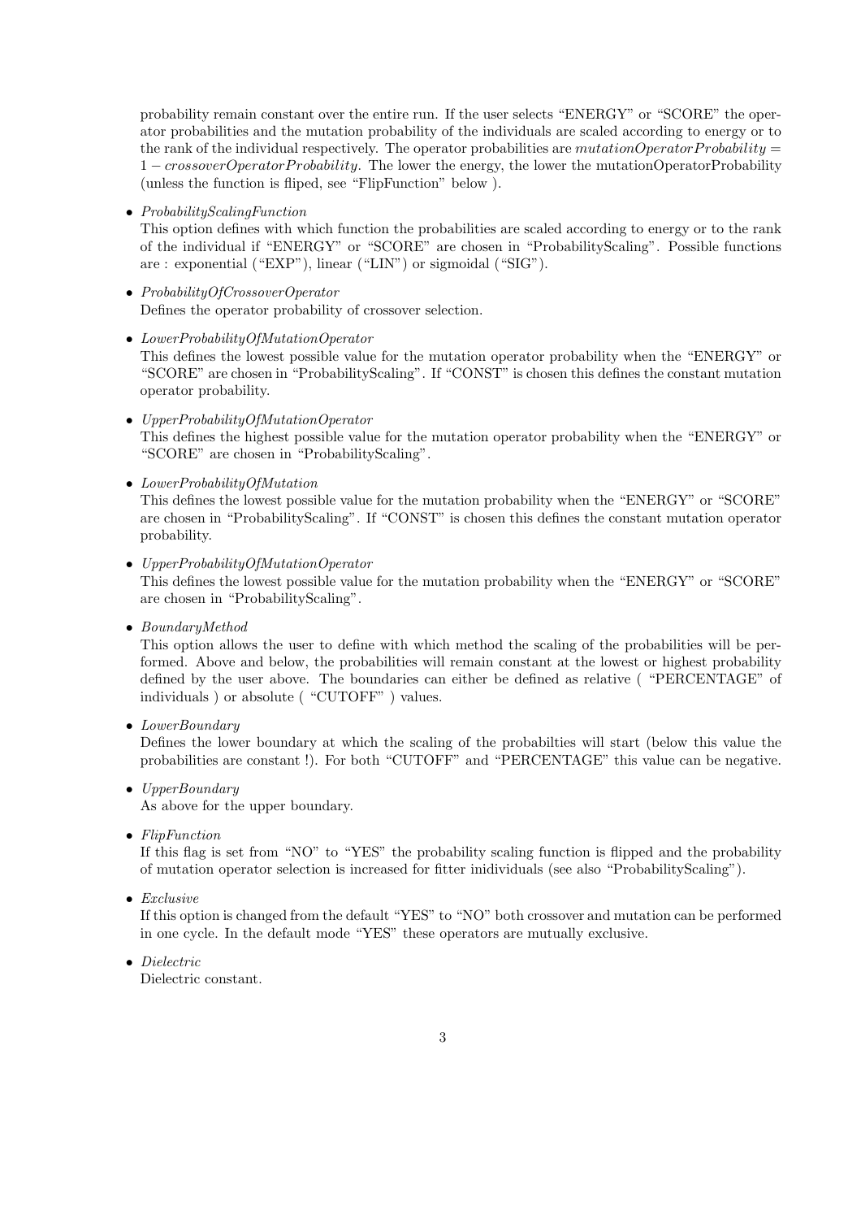probability remain constant over the entire run. If the user selects "ENERGY" or "SCORE" the operator probabilities and the mutation probability of the individuals are scaled according to energy or to the rank of the individual respectively. The operator probabilities are $mutationOperatorProbability = 1 - crossoverOperatorProbability$. The lower the energy, the lower the mutationOperatorProbability (unless the function is fliped, see "FlipFunction" below ).

- *ProbabilityScalingFunction*
  This option defines with which function the probabilities are scaled according to energy or to the rank of the individual if "ENERGY" or "SCORE" are chosen in "ProbabilityScaling". Possible functions are : exponential ("EXP"), linear ("LIN") or sigmoidal ("SIG").

- *ProbabilityOfCrossoverOperator*
  Defines the operator probability of crossover selection.

- *LowerProbabilityOfMutationOperator*
  This defines the lowest possible value for the mutation operator probability when the "ENERGY" or "SCORE" are chosen in "ProbabilityScaling". If "CONST" is chosen this defines the constant mutation operator probability.

- *UpperProbabilityOfMutationOperator*
  This defines the highest possible value for the mutation operator probability when the "ENERGY" or "SCORE" are chosen in "ProbabilityScaling".

- *LowerProbabilityOfMutation*
  This defines the lowest possible value for the mutation probability when the "ENERGY" or "SCORE" are chosen in "ProbabilityScaling". If "CONST" is chosen this defines the constant mutation operator probability.

- *UpperProbabilityOfMutationOperator*
  This defines the lowest possible value for the mutation probability when the "ENERGY" or "SCORE" are chosen in "ProbabilityScaling".

- *BoundaryMethod*
  This option allows the user to define with which method the scaling of the probabilities will be performed. Above and below, the probabilities will remain constant at the lowest or highest probability defined by the user above. The boundaries can either be defined as relative ( "PERCENTAGE" of individuals ) or absolute ( "CUTOFF" ) values.

- *LowerBoundary*
  Defines the lower boundary at which the scaling of the probabilties will start (below this value the probabilities are constant !). For both "CUTOFF" and "PERCENTAGE" this value can be negative.

- *UpperBoundary*
  As above for the upper boundary.

- *FlipFunction*
  If this flag is set from "NO" to "YES" the probability scaling function is flipped and the probability of mutation operator selection is increased for fitter inidividuals (see also "ProbabilityScaling").

- *Exclusive*
  If this option is changed from the default "YES" to "NO" both crossover and mutation can be performed in one cycle. In the default mode "YES" these operators are mutually exclusive.

- *Dielectric*
  Dielectric constant.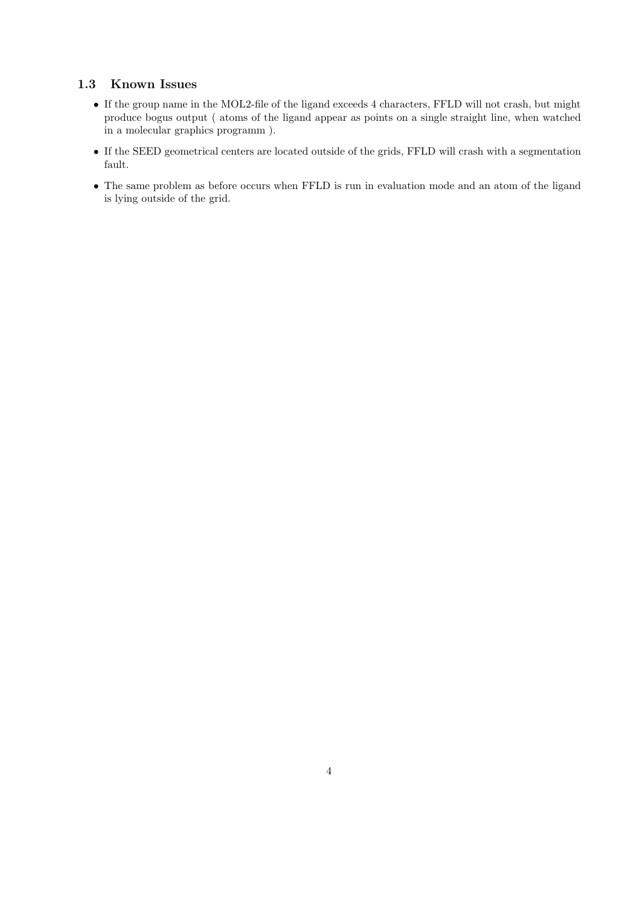### 1.3 Known Issues

- If the group name in the MOL2-file of the ligand exceeds 4 characters, FFLD will not crash, but might produce bogus output ( atoms of the ligand appear as points on a single straight line, when watched in a molecular graphics programm ).
- If the SEED geometrical centers are located outside of the grids, FFLD will crash with a segmentation fault.
- The same problem as before occurs when FFLD is run in evaluation mode and an atom of the ligand is lying outside of the grid.